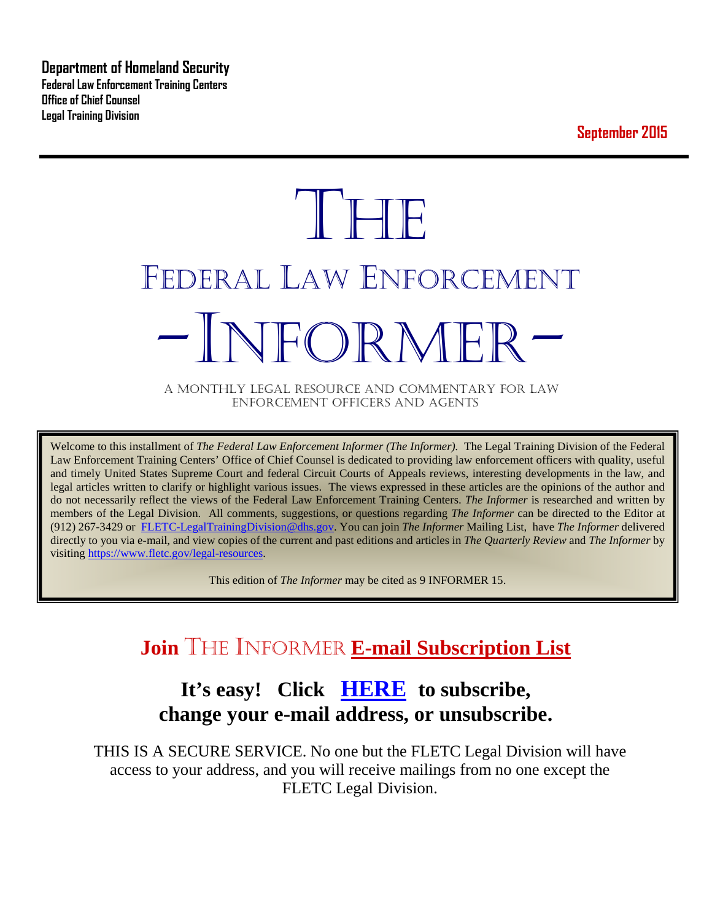**Department of Homeland Security**
**Federal Law Enforcement Training Centers**
**Office of Chief Counsel**
**Legal Training Division**

**September 2015**

# THE
# FEDERAL LAW ENFORCEMENT
# -INFORMER-

A MONTHLY LEGAL RESOURCE AND COMMENTARY FOR LAW ENFORCEMENT OFFICERS AND AGENTS

Welcome to this installment of *The Federal Law Enforcement Informer (The Informer).* The Legal Training Division of the Federal Law Enforcement Training Centers' Office of Chief Counsel is dedicated to providing law enforcement officers with quality, useful and timely United States Supreme Court and federal Circuit Courts of Appeals reviews, interesting developments in the law, and legal articles written to clarify or highlight various issues. The views expressed in these articles are the opinions of the author and do not necessarily reflect the views of the Federal Law Enforcement Training Centers. *The Informer* is researched and written by members of the Legal Division. All comments, suggestions, or questions regarding *The Informer* can be directed to the Editor at (912) 267-3429 or FLETC-LegalTrainingDivision@dhs.gov. You can join *The Informer* Mailing List, have *The Informer* delivered directly to you via e-mail, and view copies of the current and past editions and articles in *The Quarterly Review* and *The Informer* by visiting https://www.fletc.gov/legal-resources.

This edition of *The Informer* may be cited as 9 INFORMER 15.

## Join THE INFORMER E-mail Subscription List

### It's easy! Click HERE to subscribe, change your e-mail address, or unsubscribe.

THIS IS A SECURE SERVICE. No one but the FLETC Legal Division will have access to your address, and you will receive mailings from no one except the FLETC Legal Division.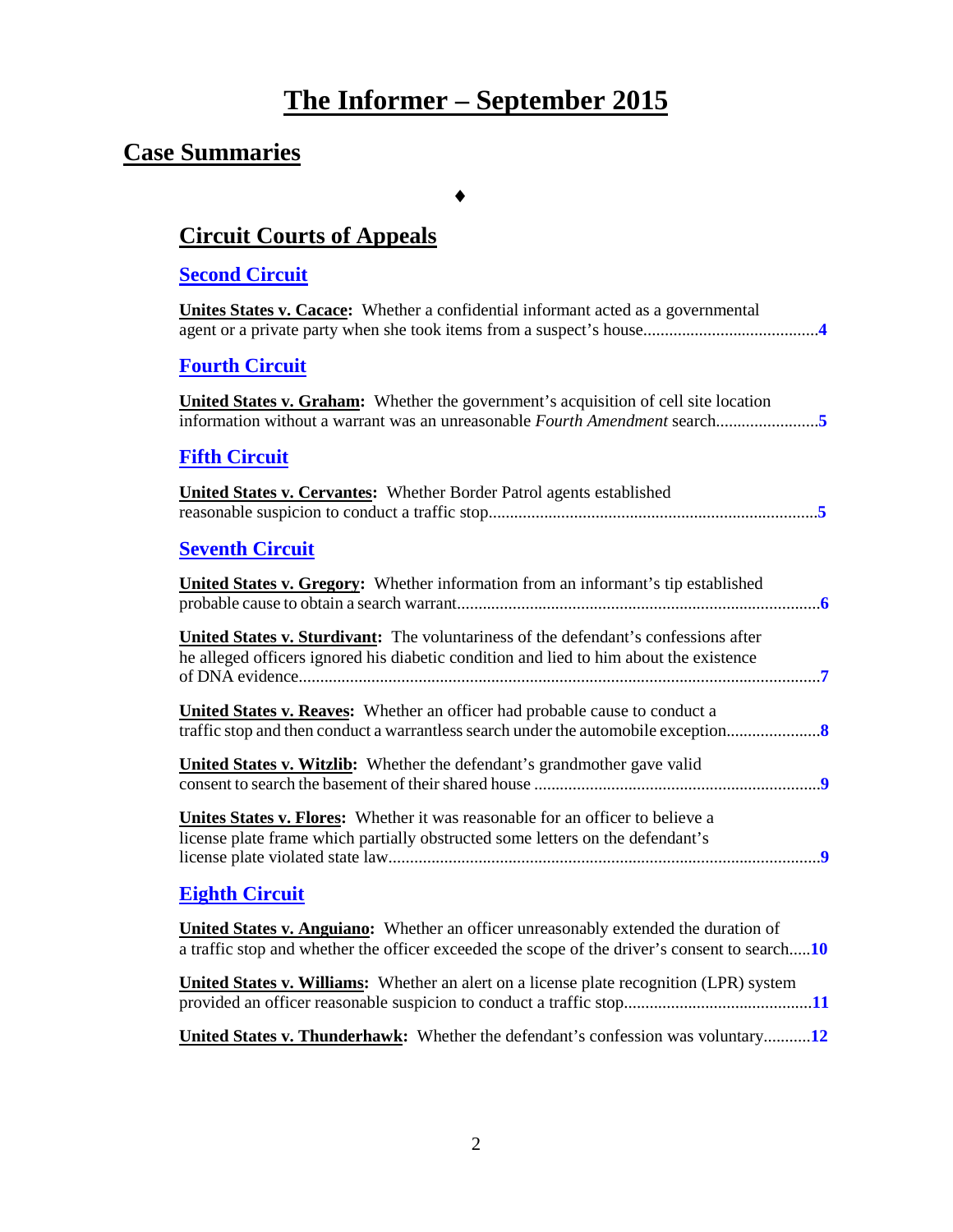# The Informer – September 2015

## Case Summaries

♦

### Circuit Courts of Appeals

#### Second Circuit

**Unites States v. Cacace:** Whether a confidential informant acted as a governmental agent or a private party when she took items from a suspect's house........................................**4**

#### Fourth Circuit

**United States v. Graham:** Whether the government's acquisition of cell site location information without a warrant was an unreasonable *Fourth Amendment* search........................**5**

#### Fifth Circuit

**United States v. Cervantes:** Whether Border Patrol agents established reasonable suspicion to conduct a traffic stop.............................................................................**5**

#### Seventh Circuit

**United States v. Gregory:** Whether information from an informant's tip established probable cause to obtain a search warrant....................................................................................**6**

**United States v. Sturdivant:** The voluntariness of the defendant's confessions after he alleged officers ignored his diabetic condition and lied to him about the existence of DNA evidence.........................................................................................................................**7**

**United States v. Reaves:** Whether an officer had probable cause to conduct a traffic stop and then conduct a warrantless search under the automobile exception.....................**8**

**United States v. Witzlib:** Whether the defendant's grandmother gave valid consent to search the basement of their shared house ..................................................................**9**

**Unites States v. Flores:** Whether it was reasonable for an officer to believe a license plate frame which partially obstructed some letters on the defendant's license plate violated state law.....................................................................................................**9**

#### Eighth Circuit

**United States v. Anguiano:** Whether an officer unreasonably extended the duration of a traffic stop and whether the officer exceeded the scope of the driver's consent to search.....**10**

**United States v. Williams:** Whether an alert on a license plate recognition (LPR) system provided an officer reasonable suspicion to conduct a traffic stop...........................................**11**

**United States v. Thunderhawk:** Whether the defendant's confession was voluntary...........**12**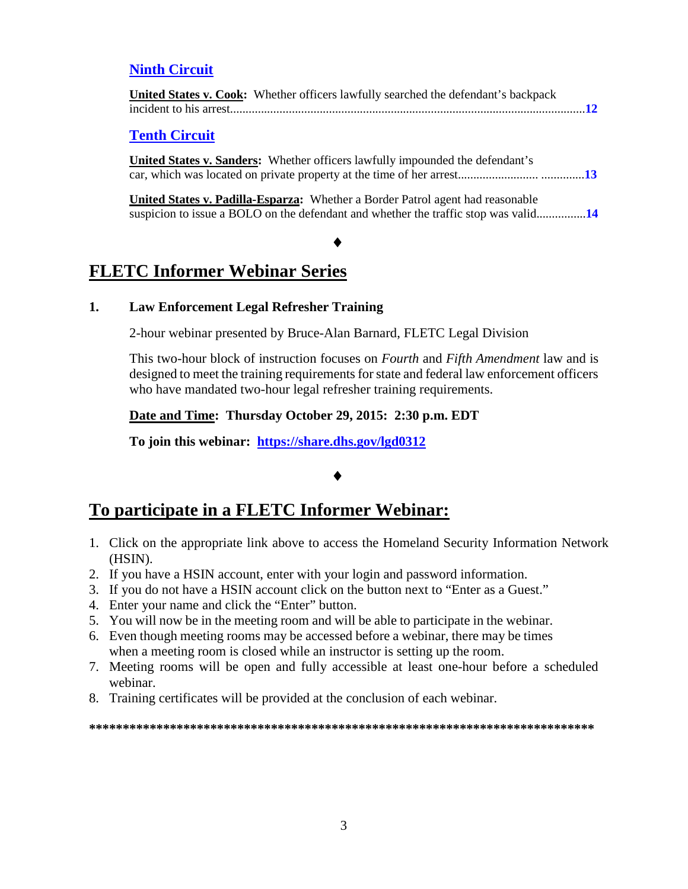### [Ninth Circuit](#)

**United States v. Cook:** Whether officers lawfully searched the defendant's backpack incident to his arrest.................................................................................................................**12**

### [Tenth Circuit](#)

**United States v. Sanders:** Whether officers lawfully impounded the defendant's car, which was located on private property at the time of her arrest......................... .............**13**

**United States v. Padilla-Esparza:** Whether a Border Patrol agent had reasonable suspicion to issue a BOLO on the defendant and whether the traffic stop was valid...............**14**

♦

## FLETC Informer Webinar Series

**1. Law Enforcement Legal Refresher Training**

2-hour webinar presented by Bruce-Alan Barnard, FLETC Legal Division

This two-hour block of instruction focuses on *Fourth* and *Fifth Amendment* law and is designed to meet the training requirements for state and federal law enforcement officers who have mandated two-hour legal refresher training requirements.

**Date and Time: Thursday October 29, 2015: 2:30 p.m. EDT**

**To join this webinar: [https://share.dhs.gov/lgd0312](https://share.dhs.gov/lgd0312)**

♦

## To participate in a FLETC Informer Webinar:

1. Click on the appropriate link above to access the Homeland Security Information Network (HSIN).
2. If you have a HSIN account, enter with your login and password information.
3. If you do not have a HSIN account click on the button next to "Enter as a Guest."
4. Enter your name and click the "Enter" button.
5. You will now be in the meeting room and will be able to participate in the webinar.
6. Even though meeting rooms may be accessed before a webinar, there may be times when a meeting room is closed while an instructor is setting up the room.
7. Meeting rooms will be open and fully accessible at least one-hour before a scheduled webinar.
8. Training certificates will be provided at the conclusion of each webinar.

**\*\*\*\*\*\*\*\*\*\*\*\*\*\*\*\*\*\*\*\*\*\*\*\*\*\*\*\*\*\*\*\*\*\*\*\*\*\*\*\*\*\*\*\*\*\*\*\*\*\*\*\*\*\*\*\*\*\*\*\*\*\*\*\*\*\*\*\*\*\*\*\*\*\*\*\***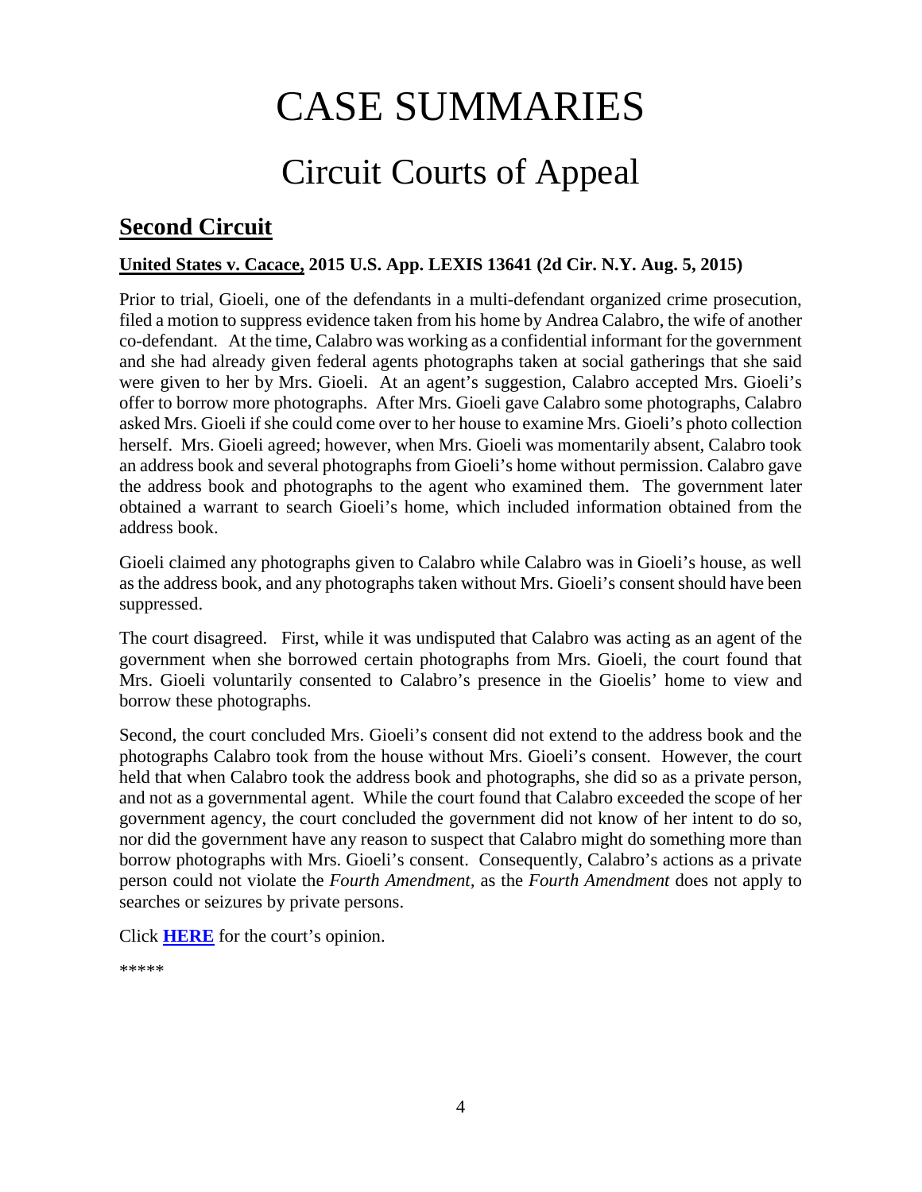# CASE SUMMARIES

## Circuit Courts of Appeal

### Second Circuit

**United States v. Cacace, 2015 U.S. App. LEXIS 13641 (2d Cir. N.Y. Aug. 5, 2015)**

Prior to trial, Gioeli, one of the defendants in a multi-defendant organized crime prosecution, filed a motion to suppress evidence taken from his home by Andrea Calabro, the wife of another co-defendant. At the time, Calabro was working as a confidential informant for the government and she had already given federal agents photographs taken at social gatherings that she said were given to her by Mrs. Gioeli. At an agent's suggestion, Calabro accepted Mrs. Gioeli's offer to borrow more photographs. After Mrs. Gioeli gave Calabro some photographs, Calabro asked Mrs. Gioeli if she could come over to her house to examine Mrs. Gioeli's photo collection herself. Mrs. Gioeli agreed; however, when Mrs. Gioeli was momentarily absent, Calabro took an address book and several photographs from Gioeli's home without permission. Calabro gave the address book and photographs to the agent who examined them. The government later obtained a warrant to search Gioeli's home, which included information obtained from the address book.

Gioeli claimed any photographs given to Calabro while Calabro was in Gioeli's house, as well as the address book, and any photographs taken without Mrs. Gioeli's consent should have been suppressed.

The court disagreed. First, while it was undisputed that Calabro was acting as an agent of the government when she borrowed certain photographs from Mrs. Gioeli, the court found that Mrs. Gioeli voluntarily consented to Calabro's presence in the Gioelis' home to view and borrow these photographs.

Second, the court concluded Mrs. Gioeli's consent did not extend to the address book and the photographs Calabro took from the house without Mrs. Gioeli's consent. However, the court held that when Calabro took the address book and photographs, she did so as a private person, and not as a governmental agent. While the court found that Calabro exceeded the scope of her government agency, the court concluded the government did not know of her intent to do so, nor did the government have any reason to suspect that Calabro might do something more than borrow photographs with Mrs. Gioeli's consent. Consequently, Calabro's actions as a private person could not violate the *Fourth Amendment*, as the *Fourth Amendment* does not apply to searches or seizures by private persons.

Click **HERE** for the court's opinion.

*****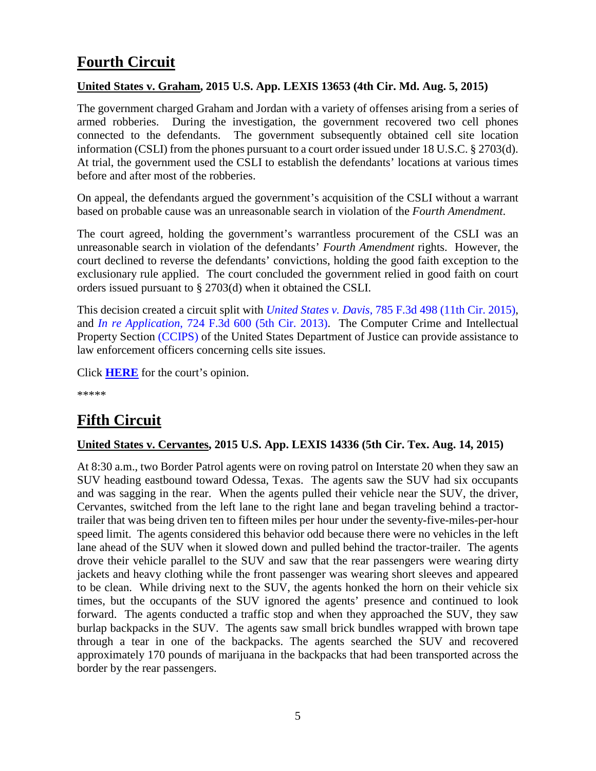## Fourth Circuit

**United States v. Graham, 2015 U.S. App. LEXIS 13653 (4th Cir. Md. Aug. 5, 2015)**

The government charged Graham and Jordan with a variety of offenses arising from a series of armed robberies. During the investigation, the government recovered two cell phones connected to the defendants. The government subsequently obtained cell site location information (CSLI) from the phones pursuant to a court order issued under 18 U.S.C. § 2703(d). At trial, the government used the CSLI to establish the defendants' locations at various times before and after most of the robberies.

On appeal, the defendants argued the government's acquisition of the CSLI without a warrant based on probable cause was an unreasonable search in violation of the *Fourth Amendment*.

The court agreed, holding the government's warrantless procurement of the CSLI was an unreasonable search in violation of the defendants' *Fourth Amendment* rights. However, the court declined to reverse the defendants' convictions, holding the good faith exception to the exclusionary rule applied. The court concluded the government relied in good faith on court orders issued pursuant to § 2703(d) when it obtained the CSLI.

This decision created a circuit split with *United States v. Davis*, 785 F.3d 498 (11th Cir. 2015), and *In re Application*, 724 F.3d 600 (5th Cir. 2013). The Computer Crime and Intellectual Property Section (CCIPS) of the United States Department of Justice can provide assistance to law enforcement officers concerning cells site issues.

Click **HERE** for the court's opinion.

*****

## Fifth Circuit

**United States v. Cervantes, 2015 U.S. App. LEXIS 14336 (5th Cir. Tex. Aug. 14, 2015)**

At 8:30 a.m., two Border Patrol agents were on roving patrol on Interstate 20 when they saw an SUV heading eastbound toward Odessa, Texas. The agents saw the SUV had six occupants and was sagging in the rear. When the agents pulled their vehicle near the SUV, the driver, Cervantes, switched from the left lane to the right lane and began traveling behind a tractor-trailer that was being driven ten to fifteen miles per hour under the seventy-five-miles-per-hour speed limit. The agents considered this behavior odd because there were no vehicles in the left lane ahead of the SUV when it slowed down and pulled behind the tractor-trailer. The agents drove their vehicle parallel to the SUV and saw that the rear passengers were wearing dirty jackets and heavy clothing while the front passenger was wearing short sleeves and appeared to be clean. While driving next to the SUV, the agents honked the horn on their vehicle six times, but the occupants of the SUV ignored the agents' presence and continued to look forward. The agents conducted a traffic stop and when they approached the SUV, they saw burlap backpacks in the SUV. The agents saw small brick bundles wrapped with brown tape through a tear in one of the backpacks. The agents searched the SUV and recovered approximately 170 pounds of marijuana in the backpacks that had been transported across the border by the rear passengers.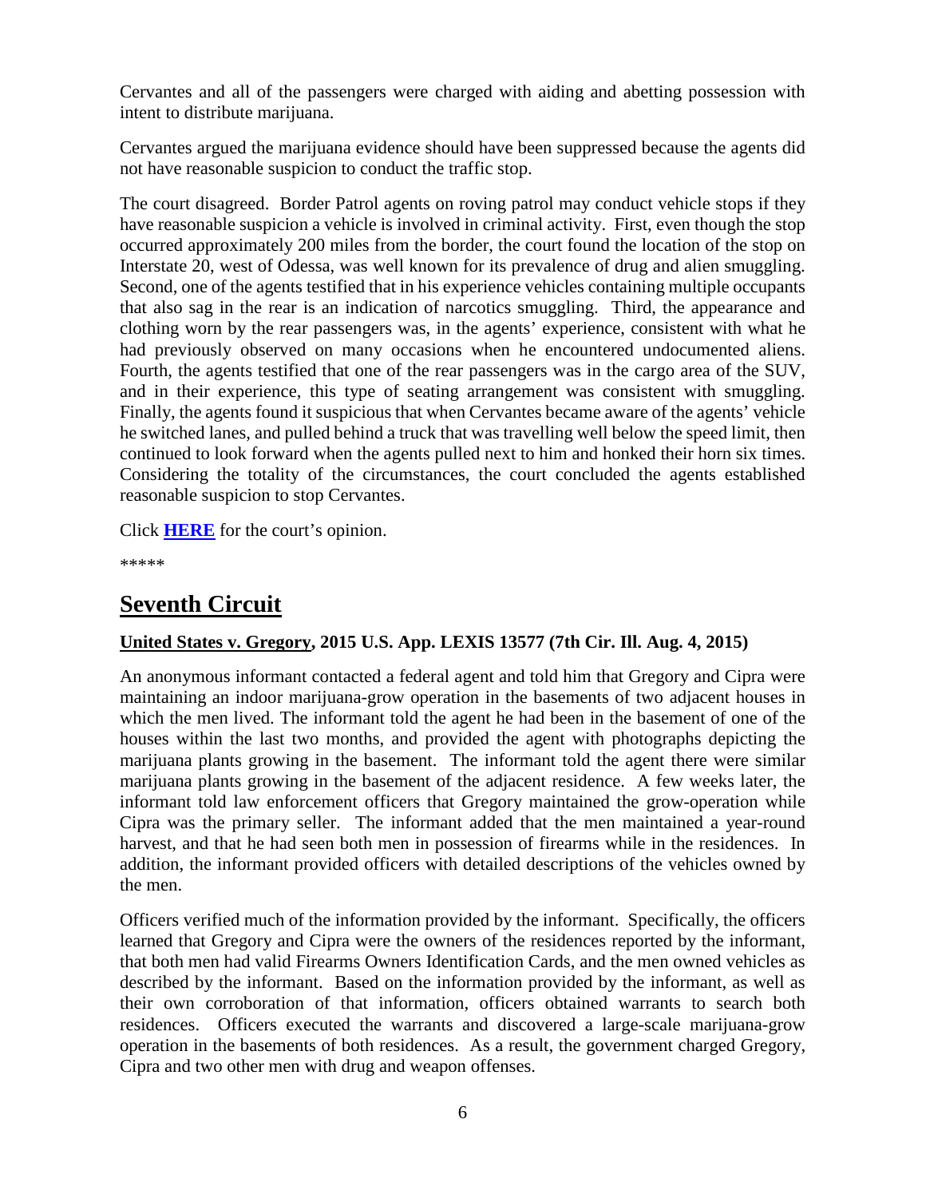Cervantes and all of the passengers were charged with aiding and abetting possession with intent to distribute marijuana.

Cervantes argued the marijuana evidence should have been suppressed because the agents did not have reasonable suspicion to conduct the traffic stop.

The court disagreed. Border Patrol agents on roving patrol may conduct vehicle stops if they have reasonable suspicion a vehicle is involved in criminal activity. First, even though the stop occurred approximately 200 miles from the border, the court found the location of the stop on Interstate 20, west of Odessa, was well known for its prevalence of drug and alien smuggling. Second, one of the agents testified that in his experience vehicles containing multiple occupants that also sag in the rear is an indication of narcotics smuggling. Third, the appearance and clothing worn by the rear passengers was, in the agents' experience, consistent with what he had previously observed on many occasions when he encountered undocumented aliens. Fourth, the agents testified that one of the rear passengers was in the cargo area of the SUV, and in their experience, this type of seating arrangement was consistent with smuggling. Finally, the agents found it suspicious that when Cervantes became aware of the agents' vehicle he switched lanes, and pulled behind a truck that was travelling well below the speed limit, then continued to look forward when the agents pulled next to him and honked their horn six times. Considering the totality of the circumstances, the court concluded the agents established reasonable suspicion to stop Cervantes.

Click **HERE** for the court's opinion.

*****

# Seventh Circuit

### United States v. Gregory, 2015 U.S. App. LEXIS 13577 (7th Cir. Ill. Aug. 4, 2015)

An anonymous informant contacted a federal agent and told him that Gregory and Cipra were maintaining an indoor marijuana-grow operation in the basements of two adjacent houses in which the men lived. The informant told the agent he had been in the basement of one of the houses within the last two months, and provided the agent with photographs depicting the marijuana plants growing in the basement. The informant told the agent there were similar marijuana plants growing in the basement of the adjacent residence. A few weeks later, the informant told law enforcement officers that Gregory maintained the grow-operation while Cipra was the primary seller. The informant added that the men maintained a year-round harvest, and that he had seen both men in possession of firearms while in the residences. In addition, the informant provided officers with detailed descriptions of the vehicles owned by the men.

Officers verified much of the information provided by the informant. Specifically, the officers learned that Gregory and Cipra were the owners of the residences reported by the informant, that both men had valid Firearms Owners Identification Cards, and the men owned vehicles as described by the informant. Based on the information provided by the informant, as well as their own corroboration of that information, officers obtained warrants to search both residences. Officers executed the warrants and discovered a large-scale marijuana-grow operation in the basements of both residences. As a result, the government charged Gregory, Cipra and two other men with drug and weapon offenses.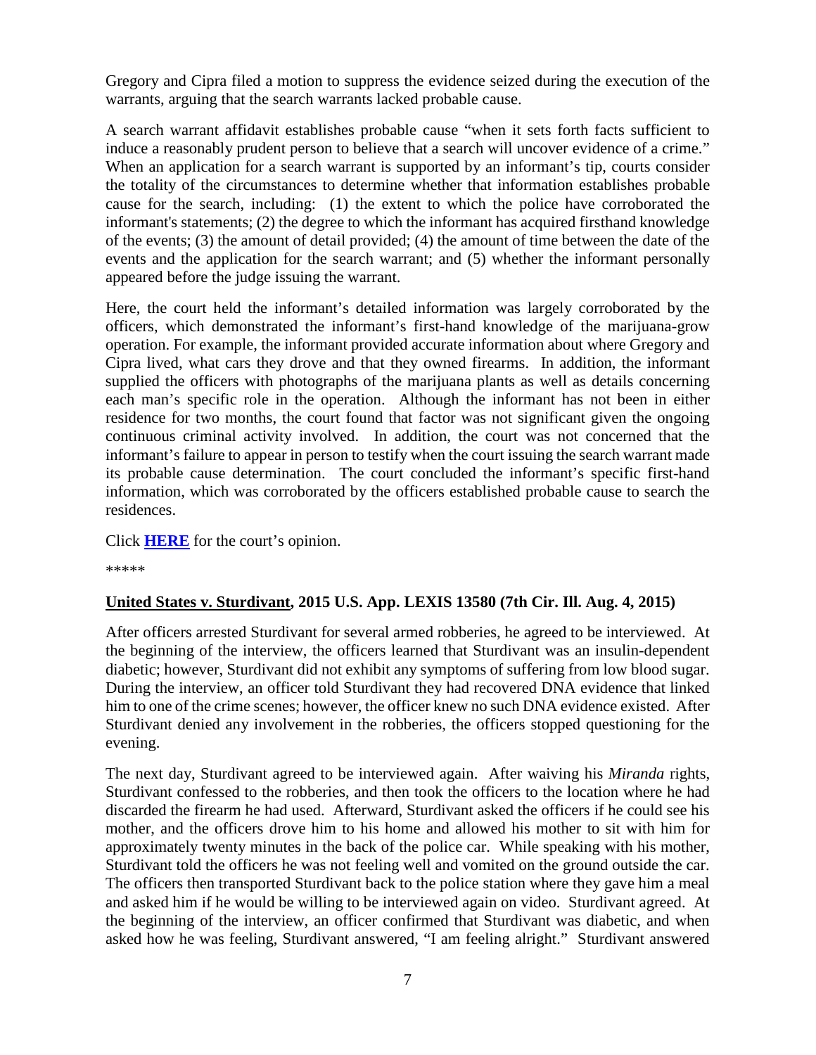Gregory and Cipra filed a motion to suppress the evidence seized during the execution of the warrants, arguing that the search warrants lacked probable cause.

A search warrant affidavit establishes probable cause "when it sets forth facts sufficient to induce a reasonably prudent person to believe that a search will uncover evidence of a crime." When an application for a search warrant is supported by an informant's tip, courts consider the totality of the circumstances to determine whether that information establishes probable cause for the search, including: (1) the extent to which the police have corroborated the informant's statements; (2) the degree to which the informant has acquired firsthand knowledge of the events; (3) the amount of detail provided; (4) the amount of time between the date of the events and the application for the search warrant; and (5) whether the informant personally appeared before the judge issuing the warrant.

Here, the court held the informant's detailed information was largely corroborated by the officers, which demonstrated the informant's first-hand knowledge of the marijuana-grow operation. For example, the informant provided accurate information about where Gregory and Cipra lived, what cars they drove and that they owned firearms. In addition, the informant supplied the officers with photographs of the marijuana plants as well as details concerning each man's specific role in the operation. Although the informant has not been in either residence for two months, the court found that factor was not significant given the ongoing continuous criminal activity involved. In addition, the court was not concerned that the informant's failure to appear in person to testify when the court issuing the search warrant made its probable cause determination. The court concluded the informant's specific first-hand information, which was corroborated by the officers established probable cause to search the residences.

Click **HERE** for the court's opinion.

*****

**United States v. Sturdivant, 2015 U.S. App. LEXIS 13580 (7th Cir. Ill. Aug. 4, 2015)**

After officers arrested Sturdivant for several armed robberies, he agreed to be interviewed. At the beginning of the interview, the officers learned that Sturdivant was an insulin-dependent diabetic; however, Sturdivant did not exhibit any symptoms of suffering from low blood sugar. During the interview, an officer told Sturdivant they had recovered DNA evidence that linked him to one of the crime scenes; however, the officer knew no such DNA evidence existed. After Sturdivant denied any involvement in the robberies, the officers stopped questioning for the evening.

The next day, Sturdivant agreed to be interviewed again. After waiving his *Miranda* rights, Sturdivant confessed to the robberies, and then took the officers to the location where he had discarded the firearm he had used. Afterward, Sturdivant asked the officers if he could see his mother, and the officers drove him to his home and allowed his mother to sit with him for approximately twenty minutes in the back of the police car. While speaking with his mother, Sturdivant told the officers he was not feeling well and vomited on the ground outside the car. The officers then transported Sturdivant back to the police station where they gave him a meal and asked him if he would be willing to be interviewed again on video. Sturdivant agreed. At the beginning of the interview, an officer confirmed that Sturdivant was diabetic, and when asked how he was feeling, Sturdivant answered, "I am feeling alright." Sturdivant answered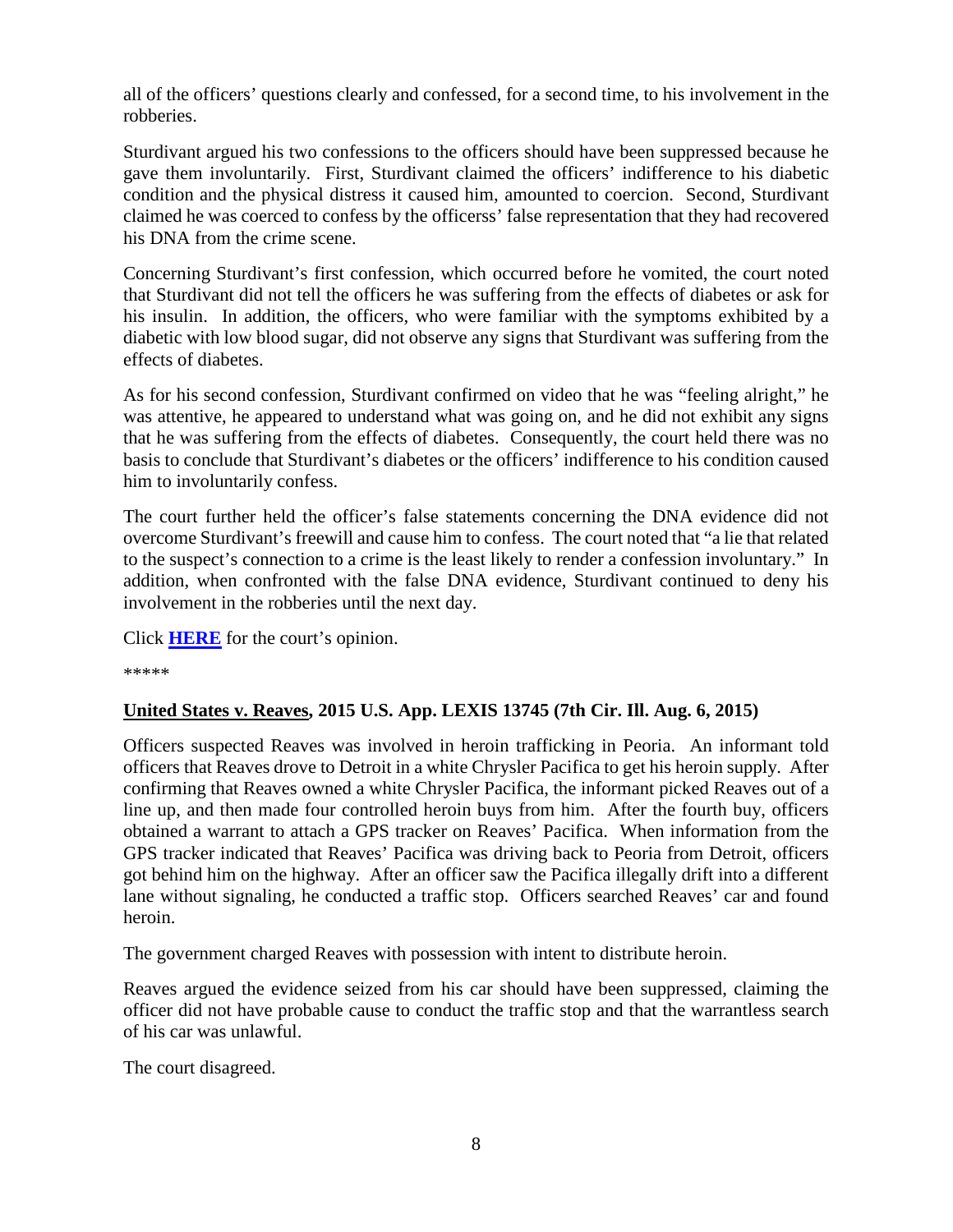all of the officers' questions clearly and confessed, for a second time, to his involvement in the robberies.

Sturdivant argued his two confessions to the officers should have been suppressed because he gave them involuntarily. First, Sturdivant claimed the officers' indifference to his diabetic condition and the physical distress it caused him, amounted to coercion. Second, Sturdivant claimed he was coerced to confess by the officerss' false representation that they had recovered his DNA from the crime scene.

Concerning Sturdivant's first confession, which occurred before he vomited, the court noted that Sturdivant did not tell the officers he was suffering from the effects of diabetes or ask for his insulin. In addition, the officers, who were familiar with the symptoms exhibited by a diabetic with low blood sugar, did not observe any signs that Sturdivant was suffering from the effects of diabetes.

As for his second confession, Sturdivant confirmed on video that he was "feeling alright," he was attentive, he appeared to understand what was going on, and he did not exhibit any signs that he was suffering from the effects of diabetes. Consequently, the court held there was no basis to conclude that Sturdivant's diabetes or the officers' indifference to his condition caused him to involuntarily confess.

The court further held the officer's false statements concerning the DNA evidence did not overcome Sturdivant's freewill and cause him to confess. The court noted that "a lie that related to the suspect's connection to a crime is the least likely to render a confession involuntary." In addition, when confronted with the false DNA evidence, Sturdivant continued to deny his involvement in the robberies until the next day.

Click **HERE** for the court's opinion.

\*\*\*\*\*

**United States v. Reaves, 2015 U.S. App. LEXIS 13745 (7th Cir. Ill. Aug. 6, 2015)**

Officers suspected Reaves was involved in heroin trafficking in Peoria. An informant told officers that Reaves drove to Detroit in a white Chrysler Pacifica to get his heroin supply. After confirming that Reaves owned a white Chrysler Pacifica, the informant picked Reaves out of a line up, and then made four controlled heroin buys from him. After the fourth buy, officers obtained a warrant to attach a GPS tracker on Reaves' Pacifica. When information from the GPS tracker indicated that Reaves' Pacifica was driving back to Peoria from Detroit, officers got behind him on the highway. After an officer saw the Pacifica illegally drift into a different lane without signaling, he conducted a traffic stop. Officers searched Reaves' car and found heroin.

The government charged Reaves with possession with intent to distribute heroin.

Reaves argued the evidence seized from his car should have been suppressed, claiming the officer did not have probable cause to conduct the traffic stop and that the warrantless search of his car was unlawful.

The court disagreed.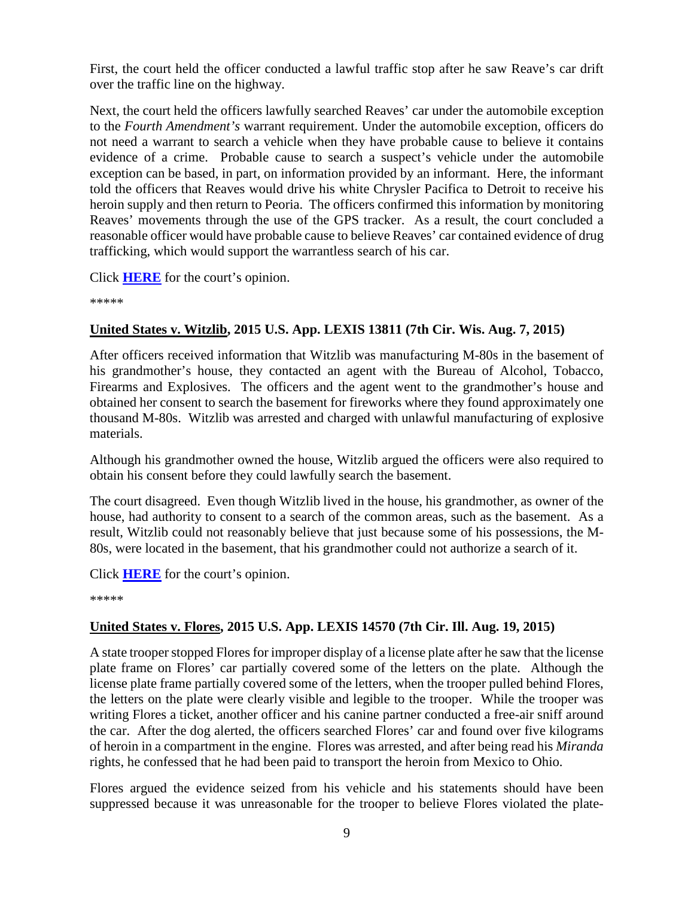First, the court held the officer conducted a lawful traffic stop after he saw Reave's car drift over the traffic line on the highway.

Next, the court held the officers lawfully searched Reaves' car under the automobile exception to the *Fourth Amendment's* warrant requirement. Under the automobile exception, officers do not need a warrant to search a vehicle when they have probable cause to believe it contains evidence of a crime. Probable cause to search a suspect's vehicle under the automobile exception can be based, in part, on information provided by an informant. Here, the informant told the officers that Reaves would drive his white Chrysler Pacifica to Detroit to receive his heroin supply and then return to Peoria. The officers confirmed this information by monitoring Reaves' movements through the use of the GPS tracker. As a result, the court concluded a reasonable officer would have probable cause to believe Reaves' car contained evidence of drug trafficking, which would support the warrantless search of his car.

Click **HERE** for the court's opinion.

*****

## United States v. Witzlib, 2015 U.S. App. LEXIS 13811 (7th Cir. Wis. Aug. 7, 2015)

After officers received information that Witzlib was manufacturing M-80s in the basement of his grandmother's house, they contacted an agent with the Bureau of Alcohol, Tobacco, Firearms and Explosives. The officers and the agent went to the grandmother's house and obtained her consent to search the basement for fireworks where they found approximately one thousand M-80s. Witzlib was arrested and charged with unlawful manufacturing of explosive materials.

Although his grandmother owned the house, Witzlib argued the officers were also required to obtain his consent before they could lawfully search the basement.

The court disagreed. Even though Witzlib lived in the house, his grandmother, as owner of the house, had authority to consent to a search of the common areas, such as the basement. As a result, Witzlib could not reasonably believe that just because some of his possessions, the M-80s, were located in the basement, that his grandmother could not authorize a search of it.

Click **HERE** for the court's opinion.

*****

## United States v. Flores, 2015 U.S. App. LEXIS 14570 (7th Cir. Ill. Aug. 19, 2015)

A state trooper stopped Flores for improper display of a license plate after he saw that the license plate frame on Flores' car partially covered some of the letters on the plate. Although the license plate frame partially covered some of the letters, when the trooper pulled behind Flores, the letters on the plate were clearly visible and legible to the trooper. While the trooper was writing Flores a ticket, another officer and his canine partner conducted a free-air sniff around the car. After the dog alerted, the officers searched Flores' car and found over five kilograms of heroin in a compartment in the engine. Flores was arrested, and after being read his *Miranda* rights, he confessed that he had been paid to transport the heroin from Mexico to Ohio.

Flores argued the evidence seized from his vehicle and his statements should have been suppressed because it was unreasonable for the trooper to believe Flores violated the plate-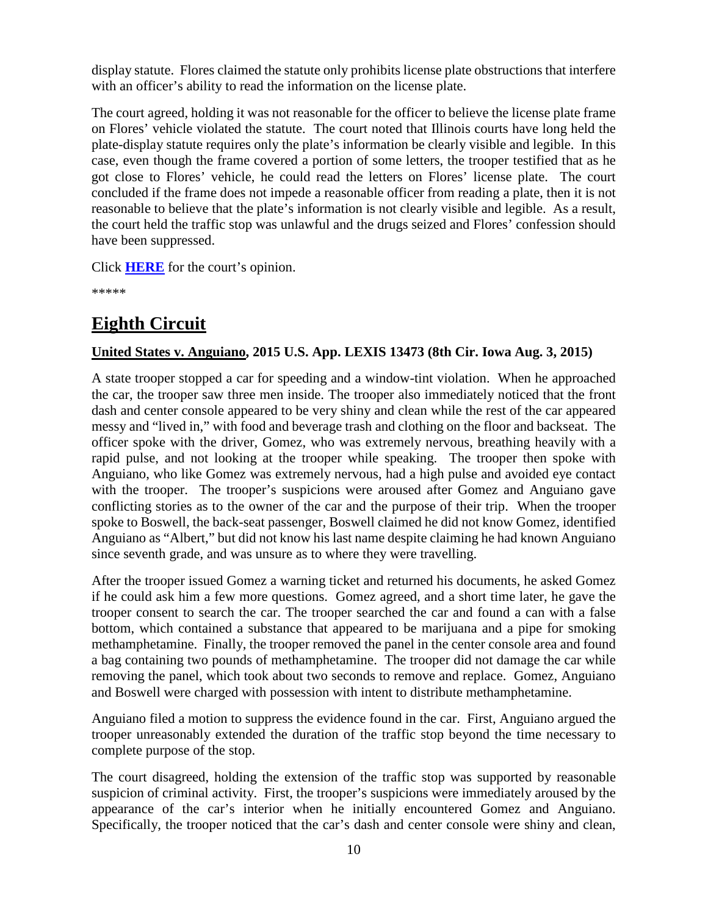display statute. Flores claimed the statute only prohibits license plate obstructions that interfere with an officer's ability to read the information on the license plate.

The court agreed, holding it was not reasonable for the officer to believe the license plate frame on Flores' vehicle violated the statute. The court noted that Illinois courts have long held the plate-display statute requires only the plate's information be clearly visible and legible. In this case, even though the frame covered a portion of some letters, the trooper testified that as he got close to Flores' vehicle, he could read the letters on Flores' license plate. The court concluded if the frame does not impede a reasonable officer from reading a plate, then it is not reasonable to believe that the plate's information is not clearly visible and legible. As a result, the court held the traffic stop was unlawful and the drugs seized and Flores' confession should have been suppressed.

Click **HERE** for the court's opinion.

*****

## Eighth Circuit

### United States v. Anguiano, 2015 U.S. App. LEXIS 13473 (8th Cir. Iowa Aug. 3, 2015)

A state trooper stopped a car for speeding and a window-tint violation. When he approached the car, the trooper saw three men inside. The trooper also immediately noticed that the front dash and center console appeared to be very shiny and clean while the rest of the car appeared messy and "lived in," with food and beverage trash and clothing on the floor and backseat. The officer spoke with the driver, Gomez, who was extremely nervous, breathing heavily with a rapid pulse, and not looking at the trooper while speaking. The trooper then spoke with Anguiano, who like Gomez was extremely nervous, had a high pulse and avoided eye contact with the trooper. The trooper's suspicions were aroused after Gomez and Anguiano gave conflicting stories as to the owner of the car and the purpose of their trip. When the trooper spoke to Boswell, the back-seat passenger, Boswell claimed he did not know Gomez, identified Anguiano as "Albert," but did not know his last name despite claiming he had known Anguiano since seventh grade, and was unsure as to where they were travelling.

After the trooper issued Gomez a warning ticket and returned his documents, he asked Gomez if he could ask him a few more questions. Gomez agreed, and a short time later, he gave the trooper consent to search the car. The trooper searched the car and found a can with a false bottom, which contained a substance that appeared to be marijuana and a pipe for smoking methamphetamine. Finally, the trooper removed the panel in the center console area and found a bag containing two pounds of methamphetamine. The trooper did not damage the car while removing the panel, which took about two seconds to remove and replace. Gomez, Anguiano and Boswell were charged with possession with intent to distribute methamphetamine.

Anguiano filed a motion to suppress the evidence found in the car. First, Anguiano argued the trooper unreasonably extended the duration of the traffic stop beyond the time necessary to complete purpose of the stop.

The court disagreed, holding the extension of the traffic stop was supported by reasonable suspicion of criminal activity. First, the trooper's suspicions were immediately aroused by the appearance of the car's interior when he initially encountered Gomez and Anguiano. Specifically, the trooper noticed that the car's dash and center console were shiny and clean,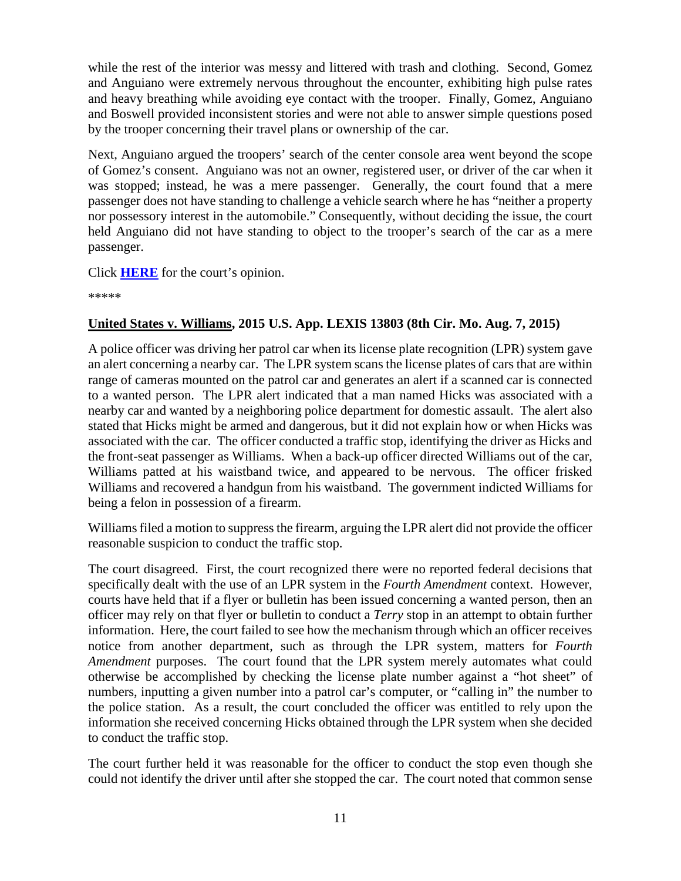while the rest of the interior was messy and littered with trash and clothing. Second, Gomez and Anguiano were extremely nervous throughout the encounter, exhibiting high pulse rates and heavy breathing while avoiding eye contact with the trooper. Finally, Gomez, Anguiano and Boswell provided inconsistent stories and were not able to answer simple questions posed by the trooper concerning their travel plans or ownership of the car.

Next, Anguiano argued the troopers' search of the center console area went beyond the scope of Gomez's consent. Anguiano was not an owner, registered user, or driver of the car when it was stopped; instead, he was a mere passenger. Generally, the court found that a mere passenger does not have standing to challenge a vehicle search where he has "neither a property nor possessory interest in the automobile." Consequently, without deciding the issue, the court held Anguiano did not have standing to object to the trooper's search of the car as a mere passenger.

Click **HERE** for the court's opinion.

*****

**United States v. Williams, 2015 U.S. App. LEXIS 13803 (8th Cir. Mo. Aug. 7, 2015)**

A police officer was driving her patrol car when its license plate recognition (LPR) system gave an alert concerning a nearby car. The LPR system scans the license plates of cars that are within range of cameras mounted on the patrol car and generates an alert if a scanned car is connected to a wanted person. The LPR alert indicated that a man named Hicks was associated with a nearby car and wanted by a neighboring police department for domestic assault. The alert also stated that Hicks might be armed and dangerous, but it did not explain how or when Hicks was associated with the car. The officer conducted a traffic stop, identifying the driver as Hicks and the front-seat passenger as Williams. When a back-up officer directed Williams out of the car, Williams patted at his waistband twice, and appeared to be nervous. The officer frisked Williams and recovered a handgun from his waistband. The government indicted Williams for being a felon in possession of a firearm.

Williams filed a motion to suppress the firearm, arguing the LPR alert did not provide the officer reasonable suspicion to conduct the traffic stop.

The court disagreed. First, the court recognized there were no reported federal decisions that specifically dealt with the use of an LPR system in the *Fourth Amendment* context. However, courts have held that if a flyer or bulletin has been issued concerning a wanted person, then an officer may rely on that flyer or bulletin to conduct a *Terry* stop in an attempt to obtain further information. Here, the court failed to see how the mechanism through which an officer receives notice from another department, such as through the LPR system, matters for *Fourth Amendment* purposes. The court found that the LPR system merely automates what could otherwise be accomplished by checking the license plate number against a "hot sheet" of numbers, inputting a given number into a patrol car's computer, or "calling in" the number to the police station. As a result, the court concluded the officer was entitled to rely upon the information she received concerning Hicks obtained through the LPR system when she decided to conduct the traffic stop.

The court further held it was reasonable for the officer to conduct the stop even though she could not identify the driver until after she stopped the car. The court noted that common sense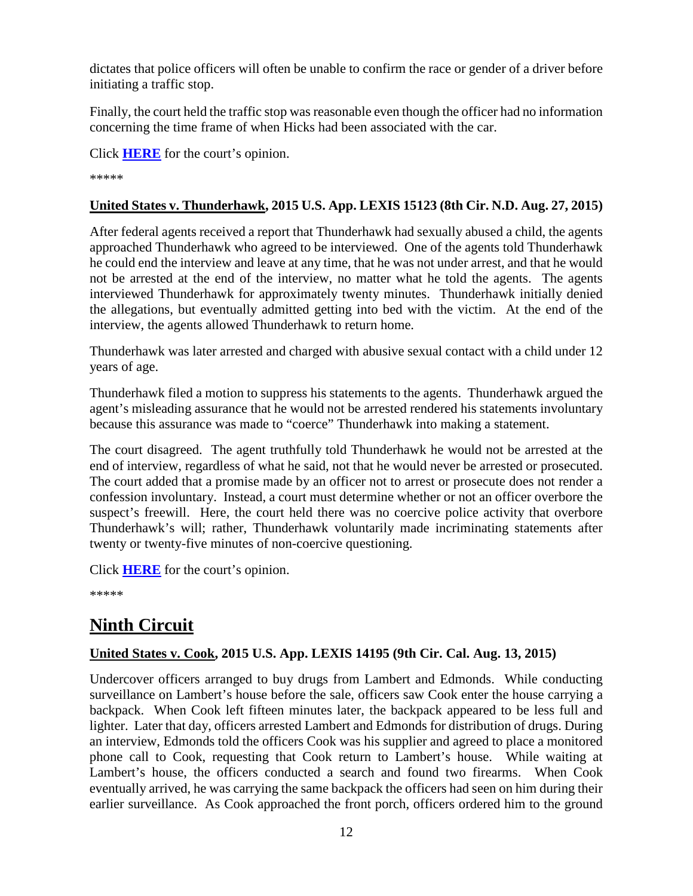dictates that police officers will often be unable to confirm the race or gender of a driver before initiating a traffic stop.

Finally, the court held the traffic stop was reasonable even though the officer had no information concerning the time frame of when Hicks had been associated with the car.

Click **HERE** for the court's opinion.

\*\*\*\*\*

### United States v. Thunderhawk, 2015 U.S. App. LEXIS 15123 (8th Cir. N.D. Aug. 27, 2015)

After federal agents received a report that Thunderhawk had sexually abused a child, the agents approached Thunderhawk who agreed to be interviewed. One of the agents told Thunderhawk he could end the interview and leave at any time, that he was not under arrest, and that he would not be arrested at the end of the interview, no matter what he told the agents. The agents interviewed Thunderhawk for approximately twenty minutes. Thunderhawk initially denied the allegations, but eventually admitted getting into bed with the victim. At the end of the interview, the agents allowed Thunderhawk to return home.

Thunderhawk was later arrested and charged with abusive sexual contact with a child under 12 years of age.

Thunderhawk filed a motion to suppress his statements to the agents. Thunderhawk argued the agent's misleading assurance that he would not be arrested rendered his statements involuntary because this assurance was made to "coerce" Thunderhawk into making a statement.

The court disagreed. The agent truthfully told Thunderhawk he would not be arrested at the end of interview, regardless of what he said, not that he would never be arrested or prosecuted. The court added that a promise made by an officer not to arrest or prosecute does not render a confession involuntary. Instead, a court must determine whether or not an officer overbore the suspect's freewill. Here, the court held there was no coercive police activity that overbore Thunderhawk's will; rather, Thunderhawk voluntarily made incriminating statements after twenty or twenty-five minutes of non-coercive questioning.

Click **HERE** for the court's opinion.

\*\*\*\*\*

## Ninth Circuit

### United States v. Cook, 2015 U.S. App. LEXIS 14195 (9th Cir. Cal. Aug. 13, 2015)

Undercover officers arranged to buy drugs from Lambert and Edmonds. While conducting surveillance on Lambert's house before the sale, officers saw Cook enter the house carrying a backpack. When Cook left fifteen minutes later, the backpack appeared to be less full and lighter. Later that day, officers arrested Lambert and Edmonds for distribution of drugs. During an interview, Edmonds told the officers Cook was his supplier and agreed to place a monitored phone call to Cook, requesting that Cook return to Lambert's house. While waiting at Lambert's house, the officers conducted a search and found two firearms. When Cook eventually arrived, he was carrying the same backpack the officers had seen on him during their earlier surveillance. As Cook approached the front porch, officers ordered him to the ground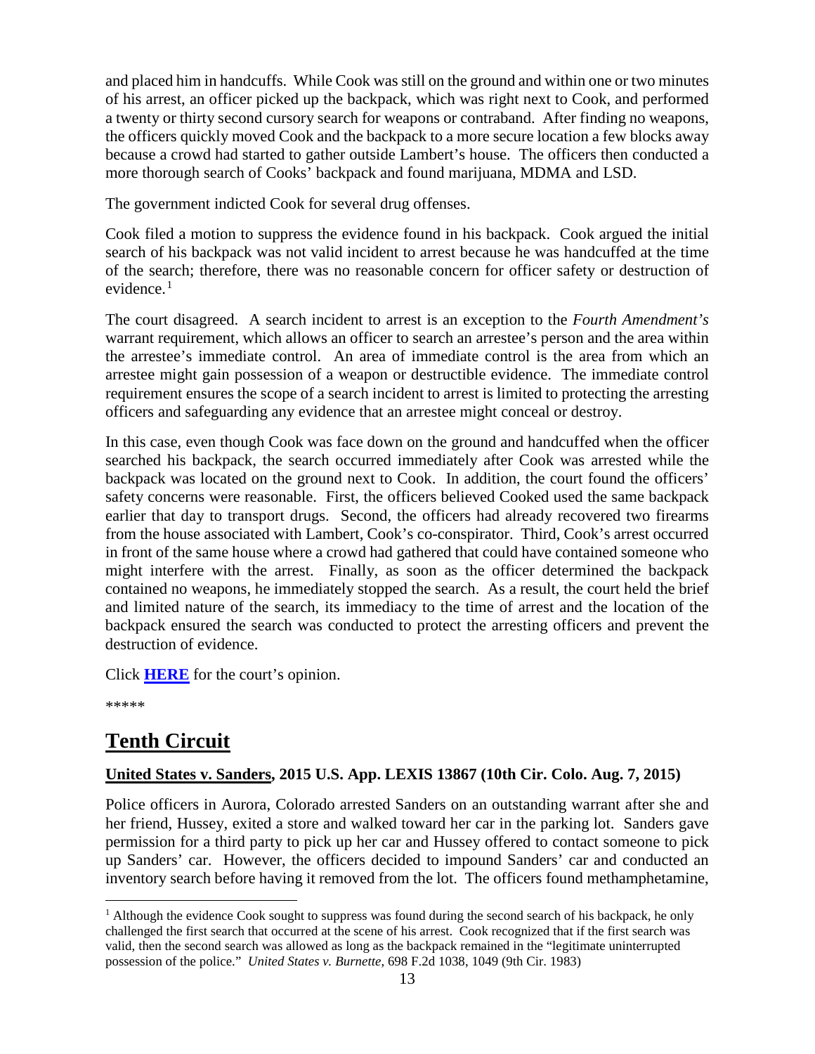and placed him in handcuffs. While Cook was still on the ground and within one or two minutes of his arrest, an officer picked up the backpack, which was right next to Cook, and performed a twenty or thirty second cursory search for weapons or contraband. After finding no weapons, the officers quickly moved Cook and the backpack to a more secure location a few blocks away because a crowd had started to gather outside Lambert's house. The officers then conducted a more thorough search of Cooks' backpack and found marijuana, MDMA and LSD.

The government indicted Cook for several drug offenses.

Cook filed a motion to suppress the evidence found in his backpack. Cook argued the initial search of his backpack was not valid incident to arrest because he was handcuffed at the time of the search; therefore, there was no reasonable concern for officer safety or destruction of evidence.[1]

The court disagreed. A search incident to arrest is an exception to the *Fourth Amendment's* warrant requirement, which allows an officer to search an arrestee's person and the area within the arrestee's immediate control. An area of immediate control is the area from which an arrestee might gain possession of a weapon or destructible evidence. The immediate control requirement ensures the scope of a search incident to arrest is limited to protecting the arresting officers and safeguarding any evidence that an arrestee might conceal or destroy.

In this case, even though Cook was face down on the ground and handcuffed when the officer searched his backpack, the search occurred immediately after Cook was arrested while the backpack was located on the ground next to Cook. In addition, the court found the officers' safety concerns were reasonable. First, the officers believed Cooked used the same backpack earlier that day to transport drugs. Second, the officers had already recovered two firearms from the house associated with Lambert, Cook's co-conspirator. Third, Cook's arrest occurred in front of the same house where a crowd had gathered that could have contained someone who might interfere with the arrest. Finally, as soon as the officer determined the backpack contained no weapons, he immediately stopped the search. As a result, the court held the brief and limited nature of the search, its immediacy to the time of arrest and the location of the backpack ensured the search was conducted to protect the arresting officers and prevent the destruction of evidence.

Click **HERE** for the court's opinion.

*****

## Tenth Circuit

**United States v. Sanders, 2015 U.S. App. LEXIS 13867 (10th Cir. Colo. Aug. 7, 2015)**

Police officers in Aurora, Colorado arrested Sanders on an outstanding warrant after she and her friend, Hussey, exited a store and walked toward her car in the parking lot. Sanders gave permission for a third party to pick up her car and Hussey offered to contact someone to pick up Sanders' car. However, the officers decided to impound Sanders' car and conducted an inventory search before having it removed from the lot. The officers found methamphetamine,

---

[1] Although the evidence Cook sought to suppress was found during the second search of his backpack, he only challenged the first search that occurred at the scene of his arrest. Cook recognized that if the first search was valid, then the second search was allowed as long as the backpack remained in the "legitimate uninterrupted possession of the police." *United States v. Burnette*, 698 F.2d 1038, 1049 (9th Cir. 1983)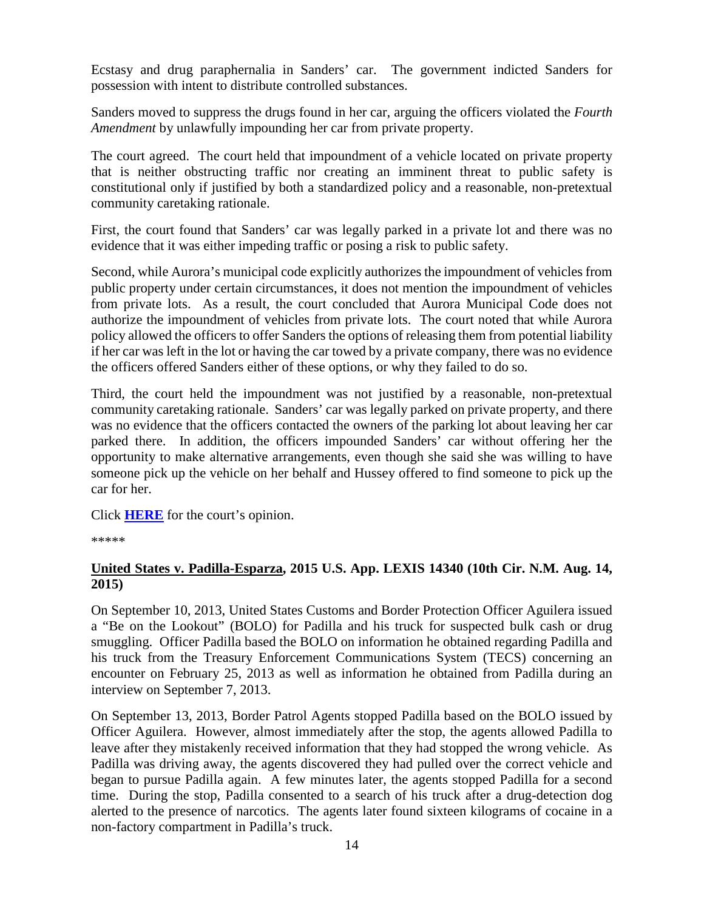Ecstasy and drug paraphernalia in Sanders' car. The government indicted Sanders for possession with intent to distribute controlled substances.

Sanders moved to suppress the drugs found in her car, arguing the officers violated the *Fourth Amendment* by unlawfully impounding her car from private property.

The court agreed. The court held that impoundment of a vehicle located on private property that is neither obstructing traffic nor creating an imminent threat to public safety is constitutional only if justified by both a standardized policy and a reasonable, non-pretextual community caretaking rationale.

First, the court found that Sanders' car was legally parked in a private lot and there was no evidence that it was either impeding traffic or posing a risk to public safety.

Second, while Aurora's municipal code explicitly authorizes the impoundment of vehicles from public property under certain circumstances, it does not mention the impoundment of vehicles from private lots. As a result, the court concluded that Aurora Municipal Code does not authorize the impoundment of vehicles from private lots. The court noted that while Aurora policy allowed the officers to offer Sanders the options of releasing them from potential liability if her car was left in the lot or having the car towed by a private company, there was no evidence the officers offered Sanders either of these options, or why they failed to do so.

Third, the court held the impoundment was not justified by a reasonable, non-pretextual community caretaking rationale. Sanders' car was legally parked on private property, and there was no evidence that the officers contacted the owners of the parking lot about leaving her car parked there. In addition, the officers impounded Sanders' car without offering her the opportunity to make alternative arrangements, even though she said she was willing to have someone pick up the vehicle on her behalf and Hussey offered to find someone to pick up the car for her.

Click **HERE** for the court's opinion.

*****

**United States v. Padilla-Esparza, 2015 U.S. App. LEXIS 14340 (10th Cir. N.M. Aug. 14, 2015)**

On September 10, 2013, United States Customs and Border Protection Officer Aguilera issued a "Be on the Lookout" (BOLO) for Padilla and his truck for suspected bulk cash or drug smuggling. Officer Padilla based the BOLO on information he obtained regarding Padilla and his truck from the Treasury Enforcement Communications System (TECS) concerning an encounter on February 25, 2013 as well as information he obtained from Padilla during an interview on September 7, 2013.

On September 13, 2013, Border Patrol Agents stopped Padilla based on the BOLO issued by Officer Aguilera. However, almost immediately after the stop, the agents allowed Padilla to leave after they mistakenly received information that they had stopped the wrong vehicle. As Padilla was driving away, the agents discovered they had pulled over the correct vehicle and began to pursue Padilla again. A few minutes later, the agents stopped Padilla for a second time. During the stop, Padilla consented to a search of his truck after a drug-detection dog alerted to the presence of narcotics. The agents later found sixteen kilograms of cocaine in a non-factory compartment in Padilla's truck.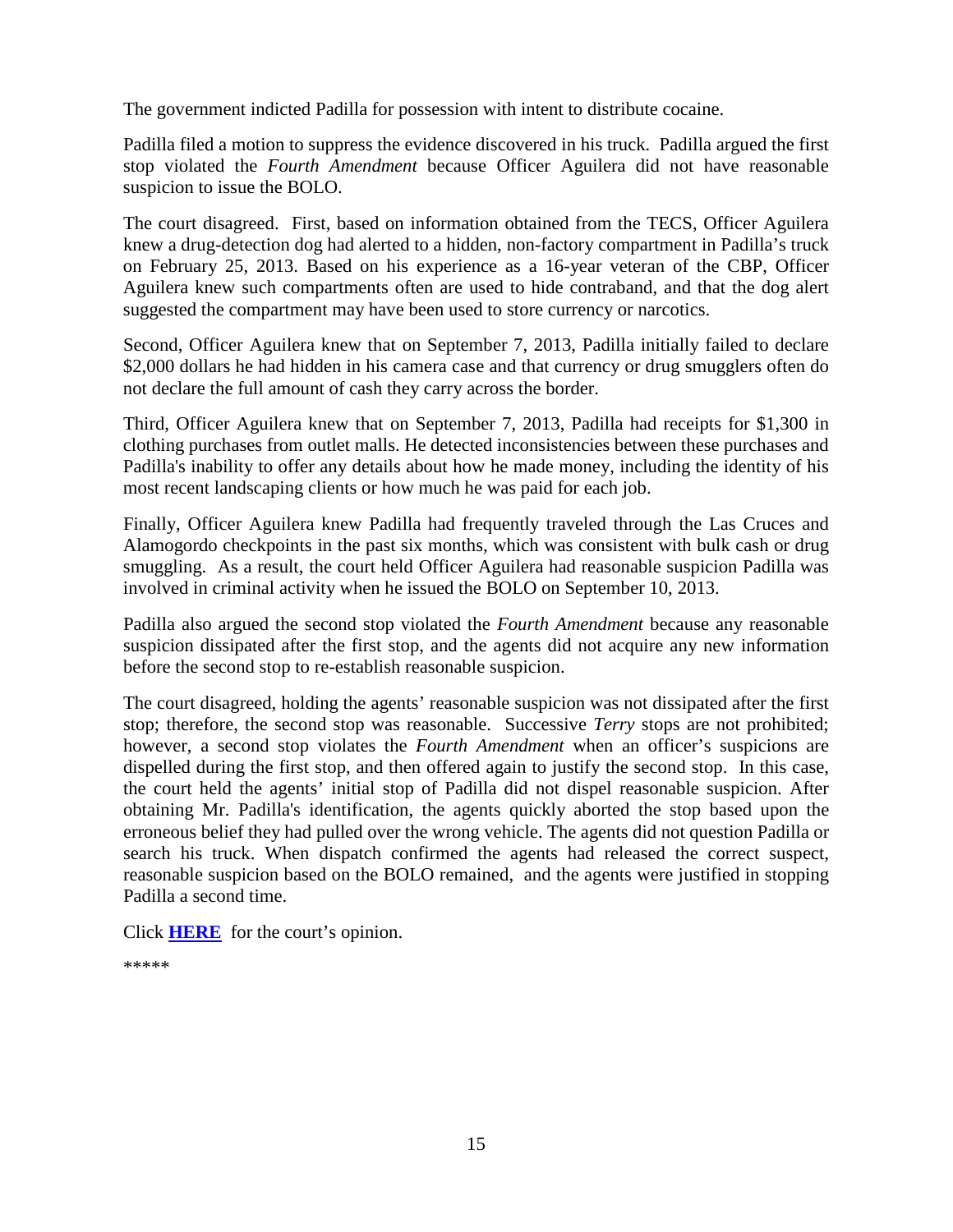The government indicted Padilla for possession with intent to distribute cocaine.

Padilla filed a motion to suppress the evidence discovered in his truck. Padilla argued the first stop violated the *Fourth Amendment* because Officer Aguilera did not have reasonable suspicion to issue the BOLO.

The court disagreed. First, based on information obtained from the TECS, Officer Aguilera knew a drug-detection dog had alerted to a hidden, non-factory compartment in Padilla's truck on February 25, 2013. Based on his experience as a 16-year veteran of the CBP, Officer Aguilera knew such compartments often are used to hide contraband, and that the dog alert suggested the compartment may have been used to store currency or narcotics.

Second, Officer Aguilera knew that on September 7, 2013, Padilla initially failed to declare $2,000 dollars he had hidden in his camera case and that currency or drug smugglers often do not declare the full amount of cash they carry across the border.

Third, Officer Aguilera knew that on September 7, 2013, Padilla had receipts for $1,300 in clothing purchases from outlet malls. He detected inconsistencies between these purchases and Padilla's inability to offer any details about how he made money, including the identity of his most recent landscaping clients or how much he was paid for each job.

Finally, Officer Aguilera knew Padilla had frequently traveled through the Las Cruces and Alamogordo checkpoints in the past six months, which was consistent with bulk cash or drug smuggling. As a result, the court held Officer Aguilera had reasonable suspicion Padilla was involved in criminal activity when he issued the BOLO on September 10, 2013.

Padilla also argued the second stop violated the *Fourth Amendment* because any reasonable suspicion dissipated after the first stop, and the agents did not acquire any new information before the second stop to re-establish reasonable suspicion.

The court disagreed, holding the agents' reasonable suspicion was not dissipated after the first stop; therefore, the second stop was reasonable. Successive *Terry* stops are not prohibited; however, a second stop violates the *Fourth Amendment* when an officer's suspicions are dispelled during the first stop, and then offered again to justify the second stop. In this case, the court held the agents' initial stop of Padilla did not dispel reasonable suspicion. After obtaining Mr. Padilla's identification, the agents quickly aborted the stop based upon the erroneous belief they had pulled over the wrong vehicle. The agents did not question Padilla or search his truck. When dispatch confirmed the agents had released the correct suspect, reasonable suspicion based on the BOLO remained, and the agents were justified in stopping Padilla a second time.

Click **HERE** for the court's opinion.

*****